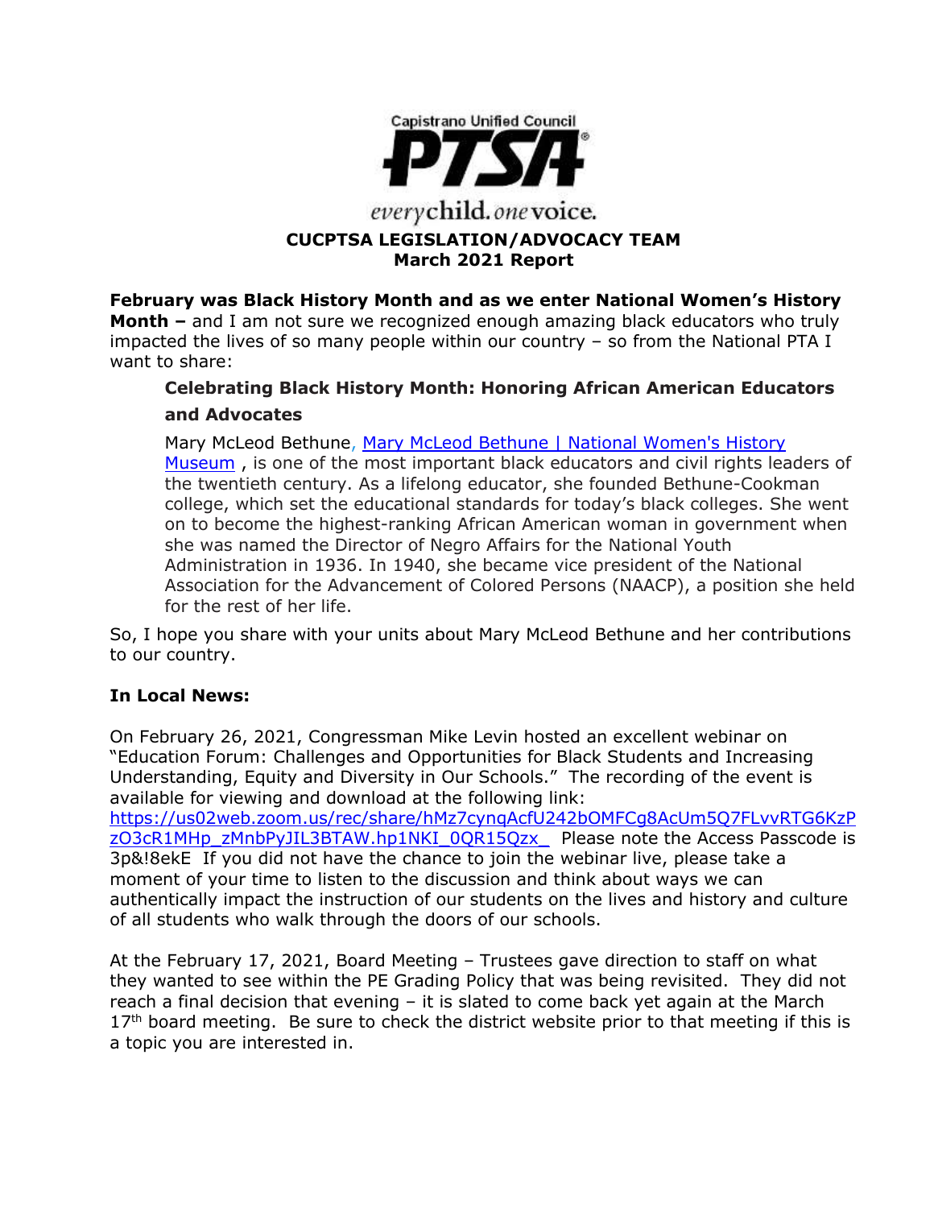Capistrano Unified Council

**PTSA**

*every* child. *one* voice.

**CUCPTSA LEGISLATION/ADVOCACY TEAM**
**March 2021 Report**

**February was Black History Month and as we enter National Women's History Month –** and I am not sure we recognized enough amazing black educators who truly impacted the lives of so many people within our country – so from the National PTA I want to share:

> **Celebrating Black History Month: Honoring African American Educators and Advocates**
>
> Mary McLeod Bethune, [Mary McLeod Bethune | National Women's History Museum](), is one of the most important black educators and civil rights leaders of the twentieth century. As a lifelong educator, she founded Bethune-Cookman college, which set the educational standards for today's black colleges. She went on to become the highest-ranking African American woman in government when she was named the Director of Negro Affairs for the National Youth Administration in 1936. In 1940, she became vice president of the National Association for the Advancement of Colored Persons (NAACP), a position she held for the rest of her life.

So, I hope you share with your units about Mary McLeod Bethune and her contributions to our country.

**In Local News:**

On February 26, 2021, Congressman Mike Levin hosted an excellent webinar on "Education Forum: Challenges and Opportunities for Black Students and Increasing Understanding, Equity and Diversity in Our Schools." The recording of the event is available for viewing and download at the following link: https://us02web.zoom.us/rec/share/hMz7cynqAcfU242bOMFCg8AcUm5Q7FLvvRTG6KzPzO3cR1MHp_zMnbPyJIL3BTAW.hp1NKI_0QR15Qzx_ Please note the Access Passcode is 3p&!8ekE If you did not have the chance to join the webinar live, please take a moment of your time to listen to the discussion and think about ways we can authentically impact the instruction of our students on the lives and history and culture of all students who walk through the doors of our schools.

At the February 17, 2021, Board Meeting – Trustees gave direction to staff on what they wanted to see within the PE Grading Policy that was being revisited. They did not reach a final decision that evening – it is slated to come back yet again at the March 17th board meeting. Be sure to check the district website prior to that meeting if this is a topic you are interested in.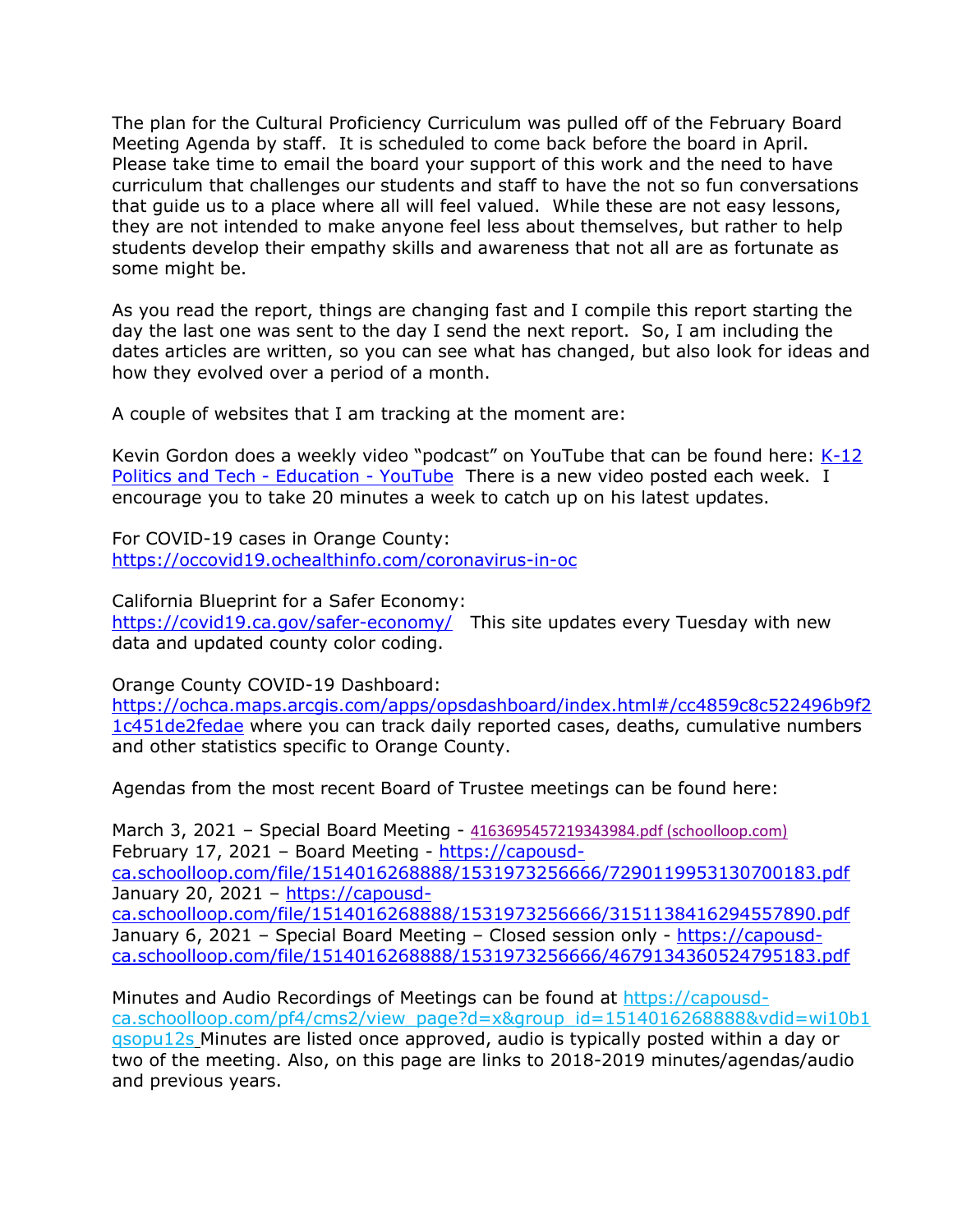The plan for the Cultural Proficiency Curriculum was pulled off of the February Board Meeting Agenda by staff. It is scheduled to come back before the board in April. Please take time to email the board your support of this work and the need to have curriculum that challenges our students and staff to have the not so fun conversations that guide us to a place where all will feel valued. While these are not easy lessons, they are not intended to make anyone feel less about themselves, but rather to help students develop their empathy skills and awareness that not all are as fortunate as some might be.

As you read the report, things are changing fast and I compile this report starting the day the last one was sent to the day I send the next report. So, I am including the dates articles are written, so you can see what has changed, but also look for ideas and how they evolved over a period of a month.

A couple of websites that I am tracking at the moment are:

Kevin Gordon does a weekly video "podcast" on YouTube that can be found here: K-12 Politics and Tech - Education - YouTube There is a new video posted each week. I encourage you to take 20 minutes a week to catch up on his latest updates.

For COVID-19 cases in Orange County:
https://occovid19.ochealthinfo.com/coronavirus-in-oc

California Blueprint for a Safer Economy:
https://covid19.ca.gov/safer-economy/ This site updates every Tuesday with new data and updated county color coding.

Orange County COVID-19 Dashboard:
https://ochca.maps.arcgis.com/apps/opsdashboard/index.html#/cc4859c8c522496b9f21c451de2fedae where you can track daily reported cases, deaths, cumulative numbers and other statistics specific to Orange County.

Agendas from the most recent Board of Trustee meetings can be found here:

March 3, 2021 – Special Board Meeting - 4163695457219343984.pdf (schoolloop.com)
February 17, 2021 – Board Meeting - https://capousd-ca.schoolloop.com/file/1514016268888/1531973256666/7290119953130700183.pdf
January 20, 2021 – https://capousd-ca.schoolloop.com/file/1514016268888/1531973256666/3151138416294557890.pdf
January 6, 2021 – Special Board Meeting – Closed session only - https://capousd-ca.schoolloop.com/file/1514016268888/1531973256666/4679134360524795183.pdf

Minutes and Audio Recordings of Meetings can be found at https://capousd-ca.schoolloop.com/pf4/cms2/view_page?d=x&group_id=1514016268888&vdid=wi10b1qsopu12s Minutes are listed once approved, audio is typically posted within a day or two of the meeting. Also, on this page are links to 2018-2019 minutes/agendas/audio and previous years.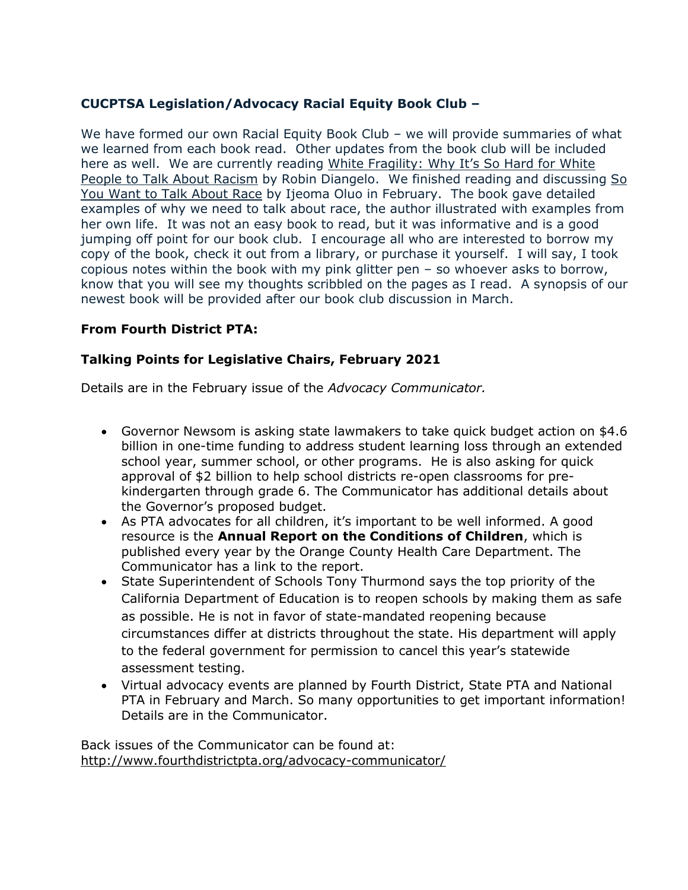### CUCPTSA Legislation/Advocacy Racial Equity Book Club –

We have formed our own Racial Equity Book Club – we will provide summaries of what we learned from each book read. Other updates from the book club will be included here as well. We are currently reading White Fragility: Why It's So Hard for White People to Talk About Racism by Robin Diangelo. We finished reading and discussing So You Want to Talk About Race by Ijeoma Oluo in February. The book gave detailed examples of why we need to talk about race, the author illustrated with examples from her own life. It was not an easy book to read, but it was informative and is a good jumping off point for our book club. I encourage all who are interested to borrow my copy of the book, check it out from a library, or purchase it yourself. I will say, I took copious notes within the book with my pink glitter pen – so whoever asks to borrow, know that you will see my thoughts scribbled on the pages as I read. A synopsis of our newest book will be provided after our book club discussion in March.

### From Fourth District PTA:

### Talking Points for Legislative Chairs, February 2021

Details are in the February issue of the *Advocacy Communicator.*

- Governor Newsom is asking state lawmakers to take quick budget action on $4.6 billion in one-time funding to address student learning loss through an extended school year, summer school, or other programs. He is also asking for quick approval of $2 billion to help school districts re-open classrooms for pre-kindergarten through grade 6. The Communicator has additional details about the Governor's proposed budget.
- As PTA advocates for all children, it's important to be well informed. A good resource is the **Annual Report on the Conditions of Children**, which is published every year by the Orange County Health Care Department. The Communicator has a link to the report.
- State Superintendent of Schools Tony Thurmond says the top priority of the California Department of Education is to reopen schools by making them as safe as possible. He is not in favor of state-mandated reopening because circumstances differ at districts throughout the state. His department will apply to the federal government for permission to cancel this year's statewide assessment testing.
- Virtual advocacy events are planned by Fourth District, State PTA and National PTA in February and March. So many opportunities to get important information! Details are in the Communicator.

Back issues of the Communicator can be found at:
http://www.fourthdistrictpta.org/advocacy-communicator/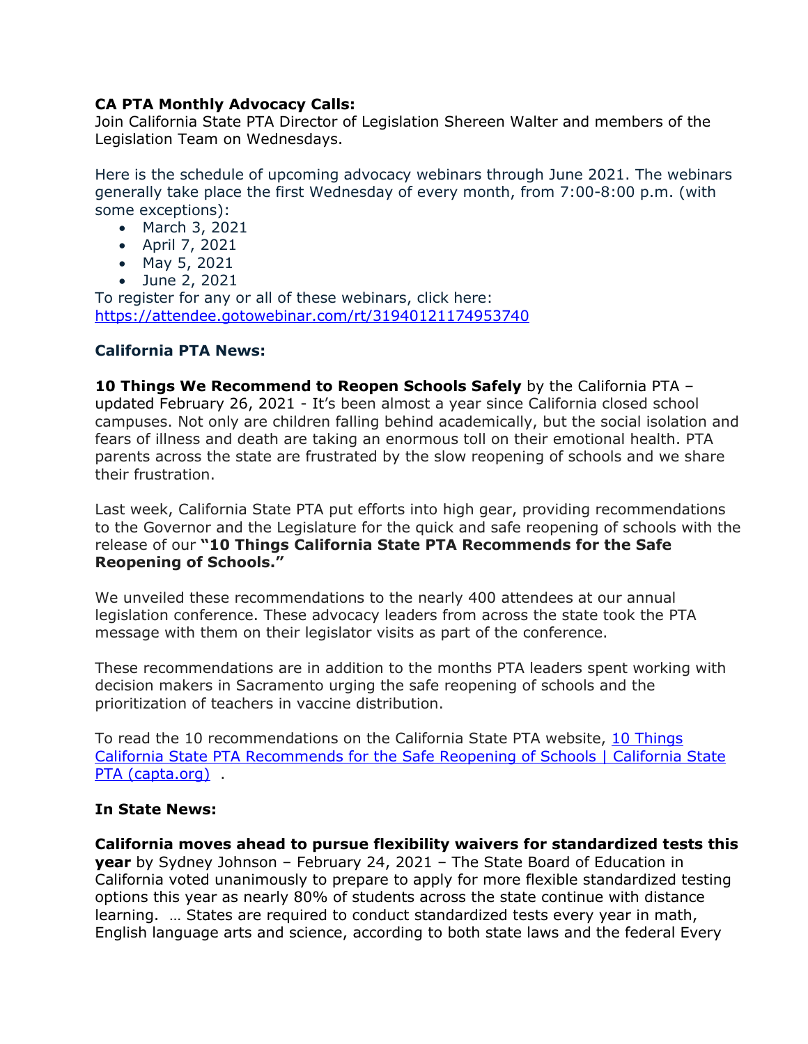**CA PTA Monthly Advocacy Calls:**
Join California State PTA Director of Legislation Shereen Walter and members of the Legislation Team on Wednesdays.

Here is the schedule of upcoming advocacy webinars through June 2021. The webinars generally take place the first Wednesday of every month, from 7:00-8:00 p.m. (with some exceptions):

- March 3, 2021
- April 7, 2021
- May 5, 2021
- June 2, 2021

To register for any or all of these webinars, click here: [https://attendee.gotowebinar.com/rt/3194012117495374](https://attendee.gotowebinar.com/rt/3194012117495374)

**California PTA News:**

**10 Things We Recommend to Reopen Schools Safely** by the California PTA – updated February 26, 2021 - It's been almost a year since California closed school campuses. Not only are children falling behind academically, but the social isolation and fears of illness and death are taking an enormous toll on their emotional health. PTA parents across the state are frustrated by the slow reopening of schools and we share their frustration.

Last week, California State PTA put efforts into high gear, providing recommendations to the Governor and the Legislature for the quick and safe reopening of schools with the release of our **"10 Things California State PTA Recommends for the Safe Reopening of Schools."**

We unveiled these recommendations to the nearly 400 attendees at our annual legislation conference. These advocacy leaders from across the state took the PTA message with them on their legislator visits as part of the conference.

These recommendations are in addition to the months PTA leaders spent working with decision makers in Sacramento urging the safe reopening of schools and the prioritization of teachers in vaccine distribution.

To read the 10 recommendations on the California State PTA website, [10 Things California State PTA Recommends for the Safe Reopening of Schools | California State PTA (capta.org)](capta.org) .

**In State News:**

**California moves ahead to pursue flexibility waivers for standardized tests this year** by Sydney Johnson – February 24, 2021 – The State Board of Education in California voted unanimously to prepare to apply for more flexible standardized testing options this year as nearly 80% of students across the state continue with distance learning. … States are required to conduct standardized tests every year in math, English language arts and science, according to both state laws and the federal Every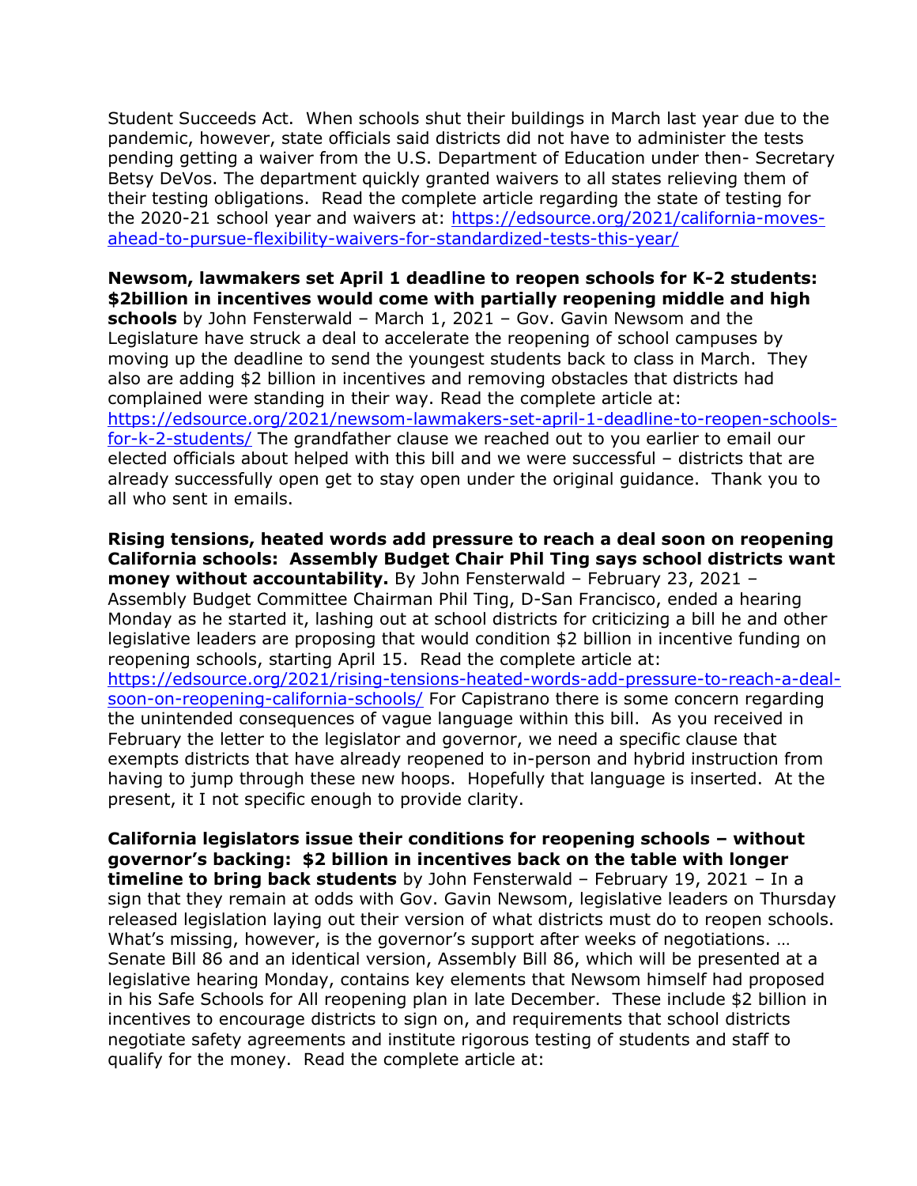Student Succeeds Act. When schools shut their buildings in March last year due to the pandemic, however, state officials said districts did not have to administer the tests pending getting a waiver from the U.S. Department of Education under then- Secretary Betsy DeVos. The department quickly granted waivers to all states relieving them of their testing obligations. Read the complete article regarding the state of testing for the 2020-21 school year and waivers at: [https://edsource.org/2021/california-moves-ahead-to-pursue-flexibility-waivers-for-standardized-tests-this-year/](https://edsource.org/2021/california-moves-ahead-to-pursue-flexibility-waivers-for-standardized-tests-this-year/)

**Newsom, lawmakers set April 1 deadline to reopen schools for K-2 students: $2billion in incentives would come with partially reopening middle and high schools** by John Fensterwald – March 1, 2021 – Gov. Gavin Newsom and the Legislature have struck a deal to accelerate the reopening of school campuses by moving up the deadline to send the youngest students back to class in March. They also are adding $2 billion in incentives and removing obstacles that districts had complained were standing in their way. Read the complete article at: [https://edsource.org/2021/newsom-lawmakers-set-april-1-deadline-to-reopen-schools-for-k-2-students/](https://edsource.org/2021/newsom-lawmakers-set-april-1-deadline-to-reopen-schools-for-k-2-students/) The grandfather clause we reached out to you earlier to email our elected officials about helped with this bill and we were successful – districts that are already successfully open get to stay open under the original guidance. Thank you to all who sent in emails.

**Rising tensions, heated words add pressure to reach a deal soon on reopening California schools: Assembly Budget Chair Phil Ting says school districts want money without accountability.** By John Fensterwald – February 23, 2021 – Assembly Budget Committee Chairman Phil Ting, D-San Francisco, ended a hearing Monday as he started it, lashing out at school districts for criticizing a bill he and other legislative leaders are proposing that would condition $2 billion in incentive funding on reopening schools, starting April 15. Read the complete article at: [https://edsource.org/2021/rising-tensions-heated-words-add-pressure-to-reach-a-deal-soon-on-reopening-california-schools/](https://edsource.org/2021/rising-tensions-heated-words-add-pressure-to-reach-a-deal-soon-on-reopening-california-schools/) For Capistrano there is some concern regarding the unintended consequences of vague language within this bill. As you received in February the letter to the legislator and governor, we need a specific clause that exempts districts that have already reopened to in-person and hybrid instruction from having to jump through these new hoops. Hopefully that language is inserted. At the present, it I not specific enough to provide clarity.

**California legislators issue their conditions for reopening schools – without governor's backing: $2 billion in incentives back on the table with longer timeline to bring back students** by John Fensterwald – February 19, 2021 – In a sign that they remain at odds with Gov. Gavin Newsom, legislative leaders on Thursday released legislation laying out their version of what districts must do to reopen schools. What's missing, however, is the governor's support after weeks of negotiations. … Senate Bill 86 and an identical version, Assembly Bill 86, which will be presented at a legislative hearing Monday, contains key elements that Newsom himself had proposed in his Safe Schools for All reopening plan in late December. These include $2 billion in incentives to encourage districts to sign on, and requirements that school districts negotiate safety agreements and institute rigorous testing of students and staff to qualify for the money. Read the complete article at: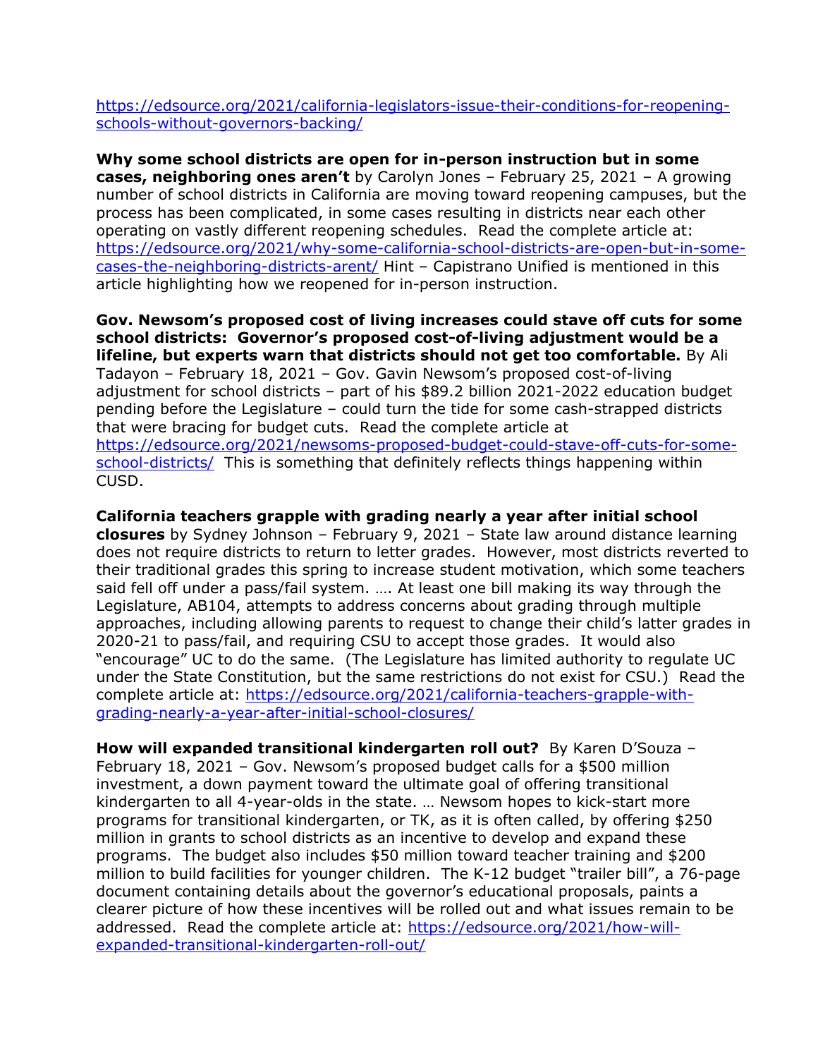https://edsource.org/2021/california-legislators-issue-their-conditions-for-reopening-schools-without-governors-backing/

**Why some school districts are open for in-person instruction but in some cases, neighboring ones aren't** by Carolyn Jones – February 25, 2021 – A growing number of school districts in California are moving toward reopening campuses, but the process has been complicated, in some cases resulting in districts near each other operating on vastly different reopening schedules. Read the complete article at: https://edsource.org/2021/why-some-california-school-districts-are-open-but-in-some-cases-the-neighboring-districts-arent/ Hint – Capistrano Unified is mentioned in this article highlighting how we reopened for in-person instruction.

**Gov. Newsom's proposed cost of living increases could stave off cuts for some school districts: Governor's proposed cost-of-living adjustment would be a lifeline, but experts warn that districts should not get too comfortable.** By Ali Tadayon – February 18, 2021 – Gov. Gavin Newsom's proposed cost-of-living adjustment for school districts – part of his $89.2 billion 2021-2022 education budget pending before the Legislature – could turn the tide for some cash-strapped districts that were bracing for budget cuts. Read the complete article at https://edsource.org/2021/newsoms-proposed-budget-could-stave-off-cuts-for-some-school-districts/ This is something that definitely reflects things happening within CUSD.

**California teachers grapple with grading nearly a year after initial school closures** by Sydney Johnson – February 9, 2021 – State law around distance learning does not require districts to return to letter grades. However, most districts reverted to their traditional grades this spring to increase student motivation, which some teachers said fell off under a pass/fail system. …. At least one bill making its way through the Legislature, AB104, attempts to address concerns about grading through multiple approaches, including allowing parents to request to change their child's latter grades in 2020-21 to pass/fail, and requiring CSU to accept those grades. It would also "encourage" UC to do the same. (The Legislature has limited authority to regulate UC under the State Constitution, but the same restrictions do not exist for CSU.) Read the complete article at: https://edsource.org/2021/california-teachers-grapple-with-grading-nearly-a-year-after-initial-school-closures/

**How will expanded transitional kindergarten roll out?** By Karen D'Souza – February 18, 2021 – Gov. Newsom's proposed budget calls for a $500 million investment, a down payment toward the ultimate goal of offering transitional kindergarten to all 4-year-olds in the state. … Newsom hopes to kick-start more programs for transitional kindergarten, or TK, as it is often called, by offering $250 million in grants to school districts as an incentive to develop and expand these programs. The budget also includes $50 million toward teacher training and $200 million to build facilities for younger children. The K-12 budget "trailer bill", a 76-page document containing details about the governor's educational proposals, paints a clearer picture of how these incentives will be rolled out and what issues remain to be addressed. Read the complete article at: https://edsource.org/2021/how-will-expanded-transitional-kindergarten-roll-out/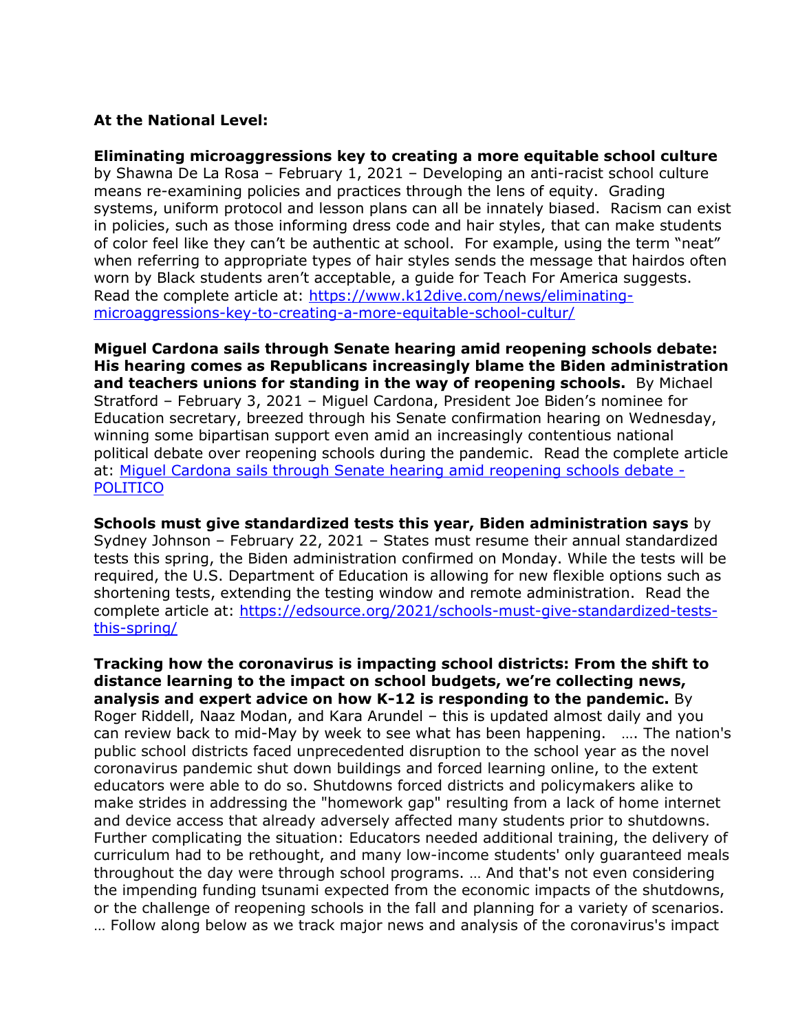**At the National Level:**

**Eliminating microaggressions key to creating a more equitable school culture** by Shawna De La Rosa – February 1, 2021 – Developing an anti-racist school culture means re-examining policies and practices through the lens of equity. Grading systems, uniform protocol and lesson plans can all be innately biased. Racism can exist in policies, such as those informing dress code and hair styles, that can make students of color feel like they can't be authentic at school. For example, using the term "neat" when referring to appropriate types of hair styles sends the message that hairdos often worn by Black students aren't acceptable, a guide for Teach For America suggests. Read the complete article at: [https://www.k12dive.com/news/eliminating-microaggressions-key-to-creating-a-more-equitable-school-cultur/](https://www.k12dive.com/news/eliminating-microaggressions-key-to-creating-a-more-equitable-school-cultur/)

**Miguel Cardona sails through Senate hearing amid reopening schools debate: His hearing comes as Republicans increasingly blame the Biden administration and teachers unions for standing in the way of reopening schools.** By Michael Stratford – February 3, 2021 – Miguel Cardona, President Joe Biden's nominee for Education secretary, breezed through his Senate confirmation hearing on Wednesday, winning some bipartisan support even amid an increasingly contentious national political debate over reopening schools during the pandemic. Read the complete article at: Miguel Cardona sails through Senate hearing amid reopening schools debate - POLITICO

**Schools must give standardized tests this year, Biden administration says** by Sydney Johnson – February 22, 2021 – States must resume their annual standardized tests this spring, the Biden administration confirmed on Monday. While the tests will be required, the U.S. Department of Education is allowing for new flexible options such as shortening tests, extending the testing window and remote administration. Read the complete article at: [https://edsource.org/2021/schools-must-give-standardized-tests-this-spring/](https://edsource.org/2021/schools-must-give-standardized-tests-this-spring/)

**Tracking how the coronavirus is impacting school districts: From the shift to distance learning to the impact on school budgets, we're collecting news, analysis and expert advice on how K-12 is responding to the pandemic.** By Roger Riddell, Naaz Modan, and Kara Arundel – this is updated almost daily and you can review back to mid-May by week to see what has been happening. …. The nation's public school districts faced unprecedented disruption to the school year as the novel coronavirus pandemic shut down buildings and forced learning online, to the extent educators were able to do so. Shutdowns forced districts and policymakers alike to make strides in addressing the "homework gap" resulting from a lack of home internet and device access that already adversely affected many students prior to shutdowns. Further complicating the situation: Educators needed additional training, the delivery of curriculum had to be rethought, and many low-income students' only guaranteed meals throughout the day were through school programs. … And that's not even considering the impending funding tsunami expected from the economic impacts of the shutdowns, or the challenge of reopening schools in the fall and planning for a variety of scenarios. … Follow along below as we track major news and analysis of the coronavirus's impact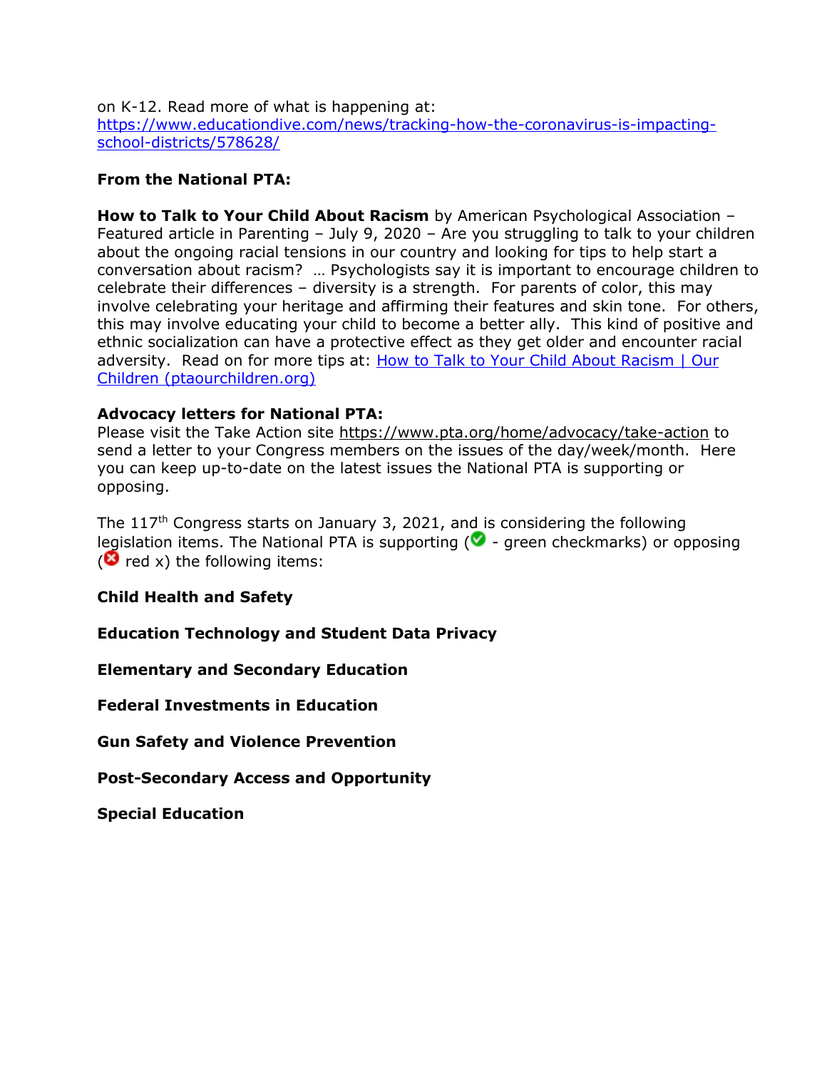on K-12. Read more of what is happening at: https://www.educationdive.com/news/tracking-how-the-coronavirus-is-impacting-school-districts/578628/

**From the National PTA:**

**How to Talk to Your Child About Racism** by American Psychological Association – Featured article in Parenting – July 9, 2020 – Are you struggling to talk to your children about the ongoing racial tensions in our country and looking for tips to help start a conversation about racism? … Psychologists say it is important to encourage children to celebrate their differences – diversity is a strength. For parents of color, this may involve celebrating your heritage and affirming their features and skin tone. For others, this may involve educating your child to become a better ally. This kind of positive and ethnic socialization can have a protective effect as they get older and encounter racial adversity. Read on for more tips at: How to Talk to Your Child About Racism | Our Children (ptaourchildren.org)

**Advocacy letters for National PTA:**
Please visit the Take Action site https://www.pta.org/home/advocacy/take-action to send a letter to your Congress members on the issues of the day/week/month. Here you can keep up-to-date on the latest issues the National PTA is supporting or opposing.

The 117th Congress starts on January 3, 2021, and is considering the following legislation items. The National PTA is supporting (✅ - green checkmarks) or opposing (❌ red x) the following items:

**Child Health and Safety**

**Education Technology and Student Data Privacy**

**Elementary and Secondary Education**

**Federal Investments in Education**

**Gun Safety and Violence Prevention**

**Post-Secondary Access and Opportunity**

**Special Education**